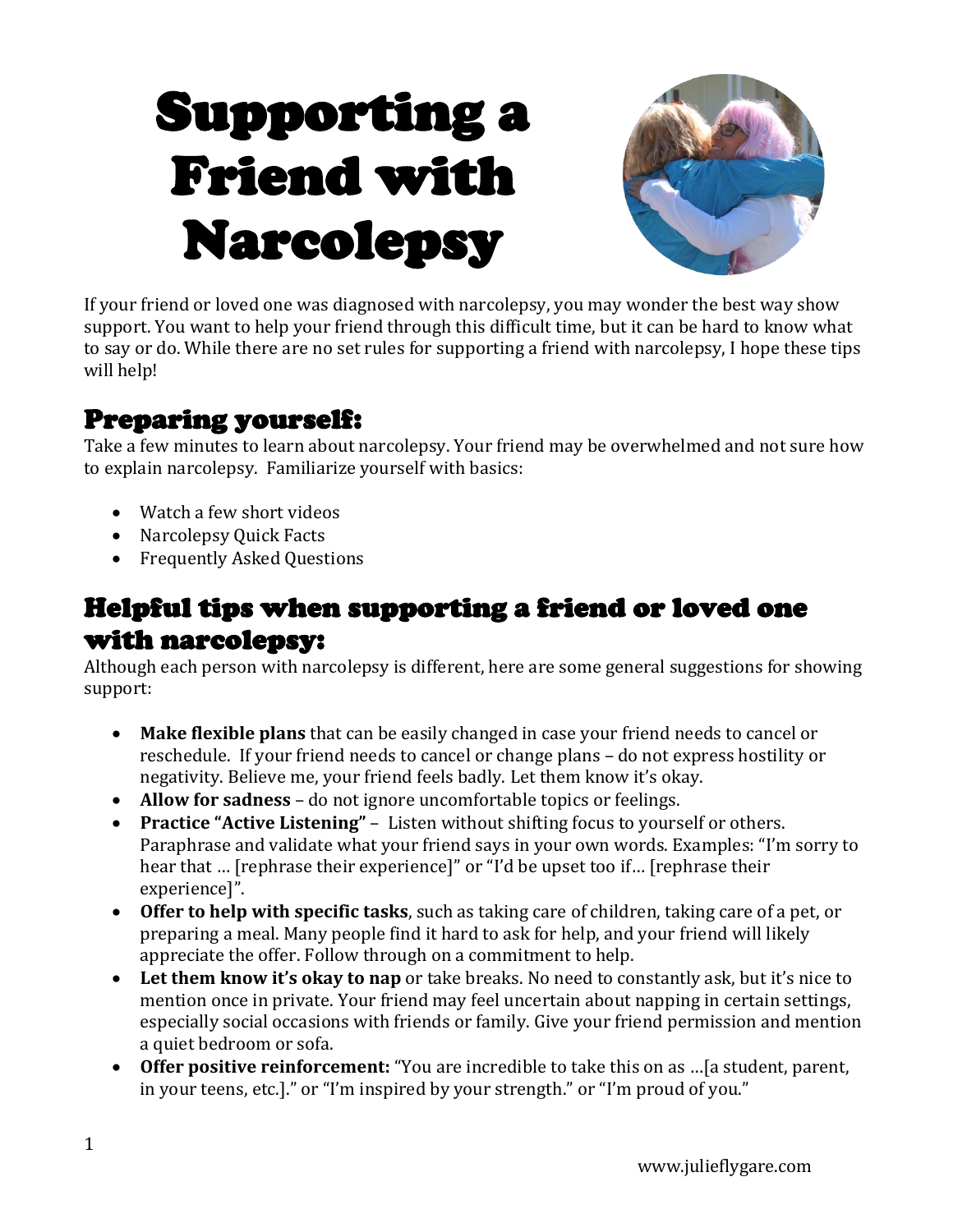# Supporting a Friend with Narcolepsy

If your friend or loved one was diagnosed with narcolepsy, you may wonder the best way show support. You want to help your friend through this difficult time, but it can be hard to know what to say or do. While there are no set rules for supporting a friend with narcolepsy, I hope these tips will help!

## Preparing yourself:

Take a few minutes to learn about narcolepsy. Your friend may be overwhelmed and not sure how to explain narcolepsy. Familiarize yourself with basics:

- Watch a few short videos
- Narcolepsy Quick Facts
- Frequently Asked Questions

## Helpful tips when supporting a friend or loved one with narcolepsy:

Although each person with narcolepsy is different, here are some general suggestions for showing support:

- **Make flexible plans** that can be easily changed in case your friend needs to cancel or reschedule. If your friend needs to cancel or change plans – do not express hostility or negativity. Believe me, your friend feels badly. Let them know it's okay.
- **Allow for sadness** – do not ignore uncomfortable topics or feelings.
- **Practice "Active Listening"** – Listen without shifting focus to yourself or others. Paraphrase and validate what your friend says in your own words. Examples: "I'm sorry to hear that … [rephrase their experience]" or "I'd be upset too if… [rephrase their experience]".
- **Offer to help with specific tasks**, such as taking care of children, taking care of a pet, or preparing a meal. Many people find it hard to ask for help, and your friend will likely appreciate the offer. Follow through on a commitment to help.
- **Let them know it's okay to nap** or take breaks. No need to constantly ask, but it's nice to mention once in private. Your friend may feel uncertain about napping in certain settings, especially social occasions with friends or family. Give your friend permission and mention a quiet bedroom or sofa.
- **Offer positive reinforcement:** "You are incredible to take this on as …[a student, parent, in your teens, etc.]." or "I'm inspired by your strength." or "I'm proud of you."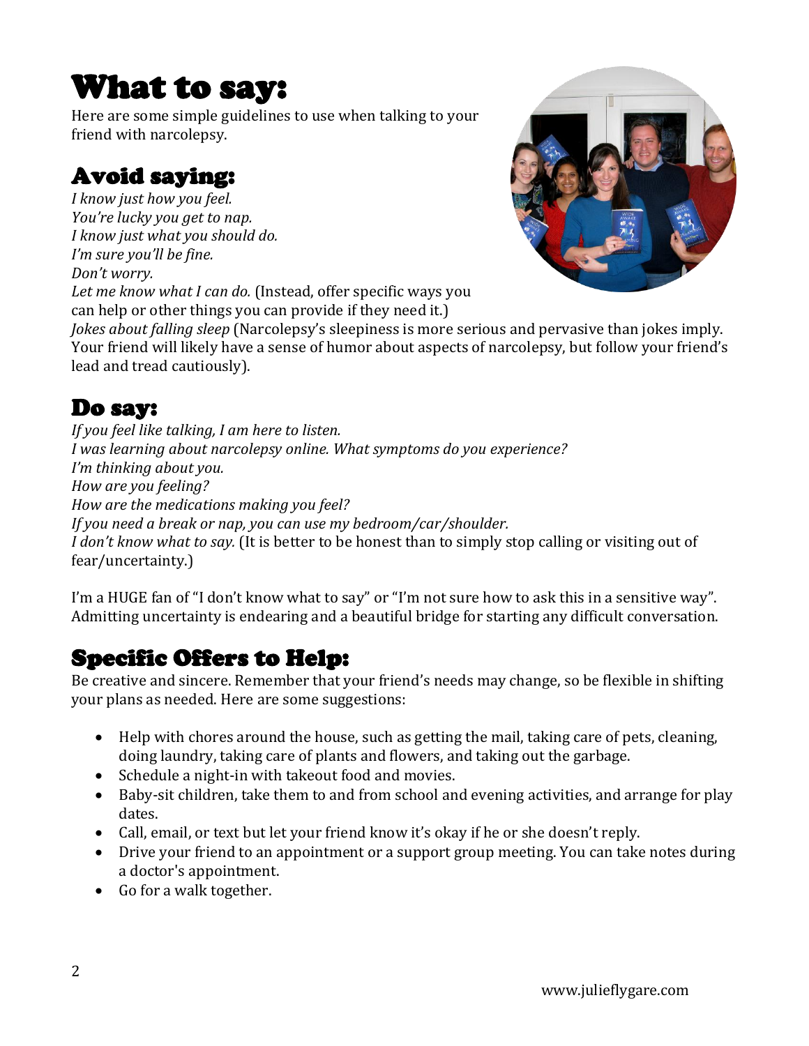# What to say:

Here are some simple guidelines to use when talking to your friend with narcolepsy.

## Avoid saying:

*I know just how you feel.*
*You're lucky you get to nap.*
*I know just what you should do.*
*I'm sure you'll be fine.*
*Don't worry.*
*Let me know what I can do.* (Instead, offer specific ways you can help or other things you can provide if they need it.)
*Jokes about falling sleep* (Narcolepsy's sleepiness is more serious and pervasive than jokes imply. Your friend will likely have a sense of humor about aspects of narcolepsy, but follow your friend's lead and tread cautiously).

## Do say:

*If you feel like talking, I am here to listen.*
*I was learning about narcolepsy online. What symptoms do you experience?*
*I'm thinking about you.*
*How are you feeling?*
*How are the medications making you feel?*
*If you need a break or nap, you can use my bedroom/car/shoulder.*
*I don't know what to say.* (It is better to be honest than to simply stop calling or visiting out of fear/uncertainty.)

I'm a HUGE fan of "I don't know what to say" or "I'm not sure how to ask this in a sensitive way". Admitting uncertainty is endearing and a beautiful bridge for starting any difficult conversation.

## Specific Offers to Help:

Be creative and sincere. Remember that your friend's needs may change, so be flexible in shifting your plans as needed. Here are some suggestions:

- Help with chores around the house, such as getting the mail, taking care of pets, cleaning, doing laundry, taking care of plants and flowers, and taking out the garbage.
- Schedule a night-in with takeout food and movies.
- Baby-sit children, take them to and from school and evening activities, and arrange for play dates.
- Call, email, or text but let your friend know it's okay if he or she doesn't reply.
- Drive your friend to an appointment or a support group meeting. You can take notes during a doctor's appointment.
- Go for a walk together.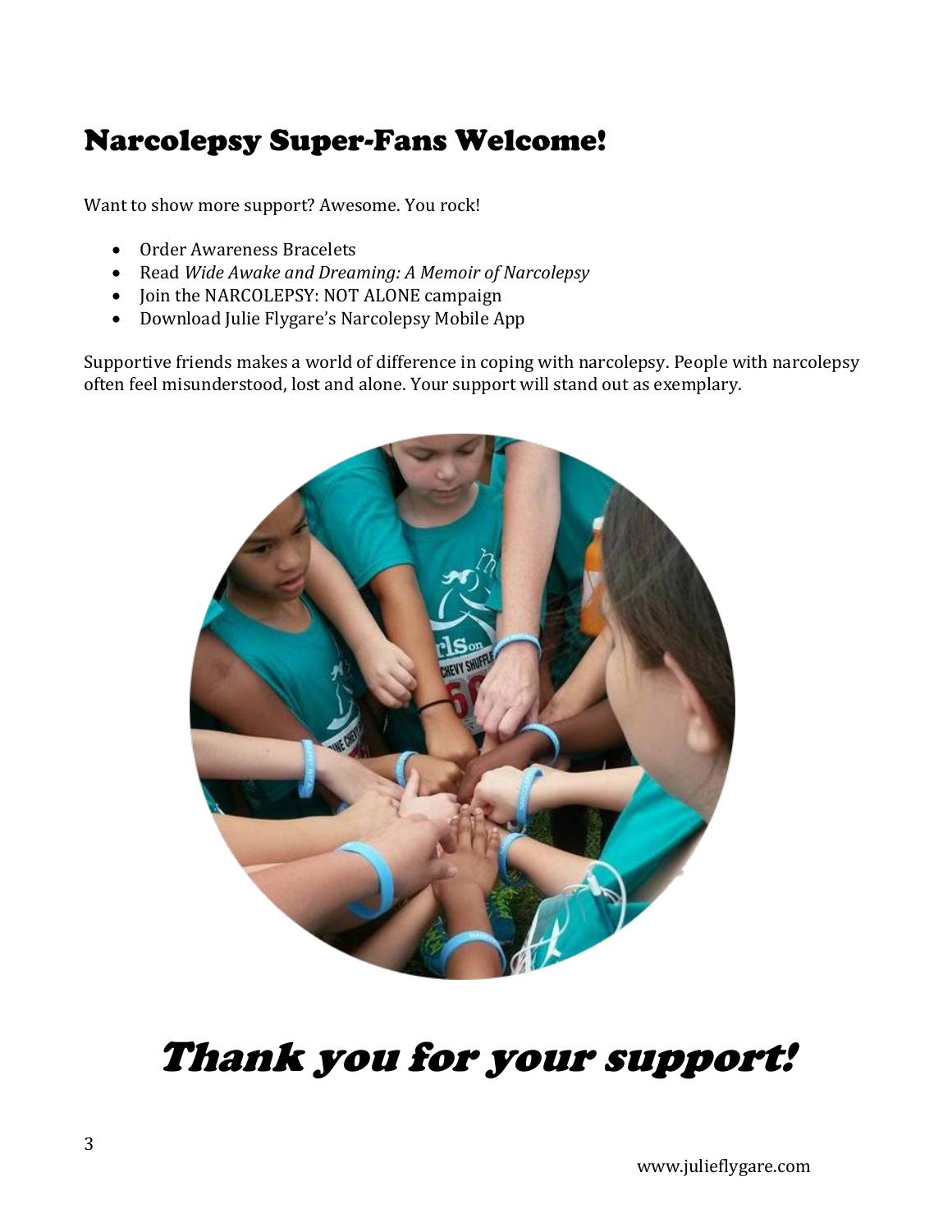## Narcolepsy Super-Fans Welcome!

Want to show more support? Awesome. You rock!

- Order Awareness Bracelets
- Read *Wide Awake and Dreaming: A Memoir of Narcolepsy*
- Join the NARCOLEPSY: NOT ALONE campaign
- Download Julie Flygare's Narcolepsy Mobile App

Supportive friends makes a world of difference in coping with narcolepsy. People with narcolepsy often feel misunderstood, lost and alone. Your support will stand out as exemplary.

# *Thank you for your support!*

www.julieflygare.com